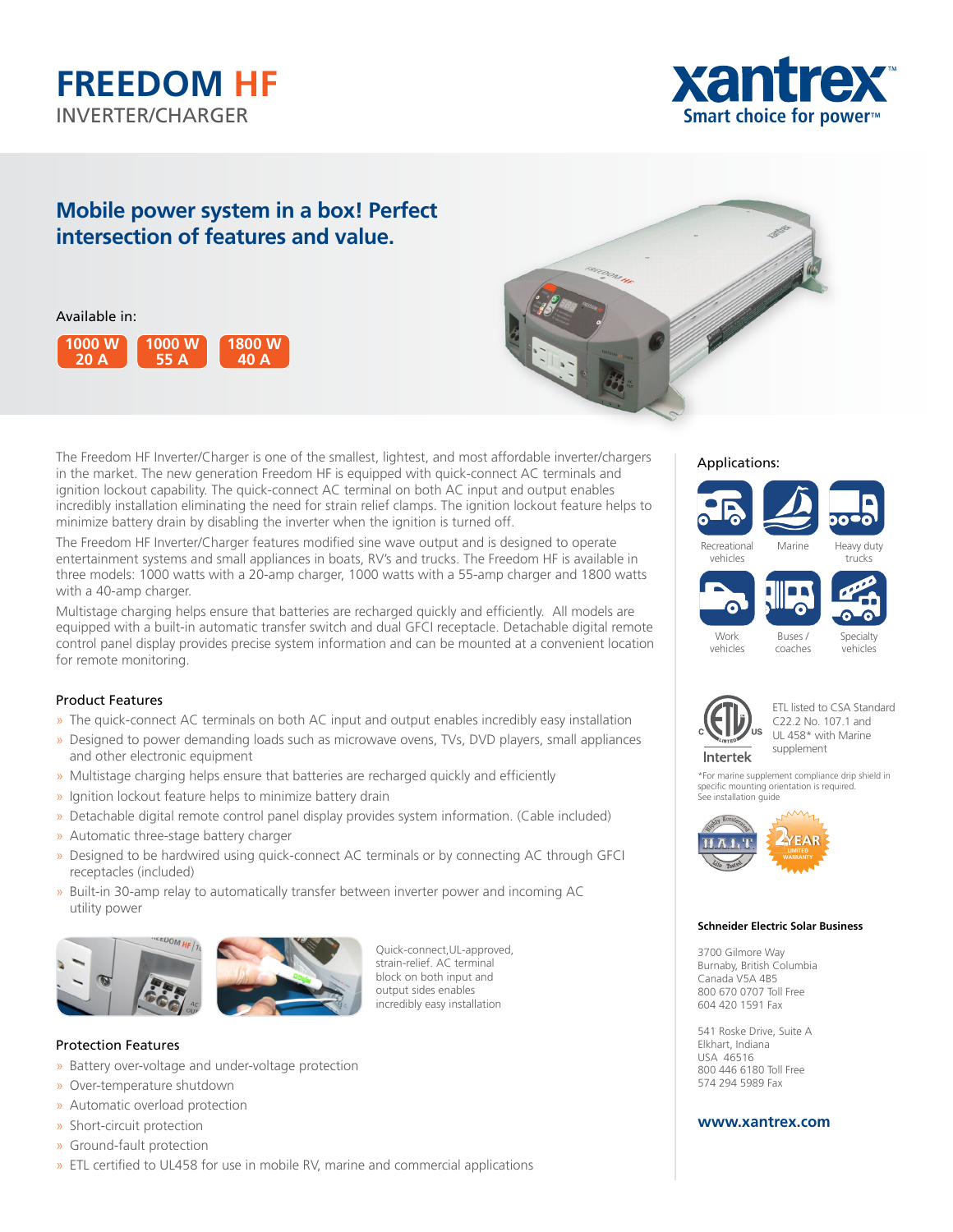# FREEDOM HF

INVERTER/CHARGER

xantrex
Smart choice for power™

## Mobile power system in a box! Perfect intersection of features and value.

Available in:

1000 W 20 A | 1000 W 55 A | 1800 W 40 A

The Freedom HF Inverter/Charger is one of the smallest, lightest, and most affordable inverter/chargers in the market. The new generation Freedom HF is equipped with quick-connect AC terminals and ignition lockout capability. The quick-connect AC terminal on both AC input and output enables incredibly installation eliminating the need for strain relief clamps. The ignition lockout feature helps to minimize battery drain by disabling the inverter when the ignition is turned off.

The Freedom HF Inverter/Charger features modified sine wave output and is designed to operate entertainment systems and small appliances in boats, RV's and trucks. The Freedom HF is available in three models: 1000 watts with a 20-amp charger, 1000 watts with a 55-amp charger and 1800 watts with a 40-amp charger.

Multistage charging helps ensure that batteries are recharged quickly and efficiently. All models are equipped with a built-in automatic transfer switch and dual GFCI receptacle. Detachable digital remote control panel display provides precise system information and can be mounted at a convenient location for remote monitoring.

### Product Features

- The quick-connect AC terminals on both AC input and output enables incredibly easy installation
- Designed to power demanding loads such as microwave ovens, TVs, DVD players, small appliances and other electronic equipment
- Multistage charging helps ensure that batteries are recharged quickly and efficiently
- Ignition lockout feature helps to minimize battery drain
- Detachable digital remote control panel display provides system information. (Cable included)
- Automatic three-stage battery charger
- Designed to be hardwired using quick-connect AC terminals or by connecting AC through GFCI receptacles (included)
- Built-in 30-amp relay to automatically transfer between inverter power and incoming AC utility power

Quick-connect,UL-approved, strain-relief. AC terminal block on both input and output sides enables incredibly easy installation

### Protection Features

- Battery over-voltage and under-voltage protection
- Over-temperature shutdown
- Automatic overload protection
- Short-circuit protection
- Ground-fault protection
- ETL certified to UL458 for use in mobile RV, marine and commercial applications

### Applications:

Recreational vehicles, Marine, Heavy duty trucks, Work vehicles, Buses / coaches, Specialty vehicles

ETL listed to CSA Standard C22.2 No. 107.1 and UL 458* with Marine supplement

*For marine supplement compliance drip shield in specific mounting orientation is required. See installation guide

HALT Highly Accelerated Life Tested — 2 YEAR LIMITED WARRANTY

**Schneider Electric Solar Business**

3700 Gilmore Way
Burnaby, British Columbia
Canada V5A 4B5
800 670 0707 Toll Free
604 420 1591 Fax

541 Roske Drive, Suite A
Elkhart, Indiana
USA 46516
800 446 6180 Toll Free
574 294 5989 Fax

**www.xantrex.com**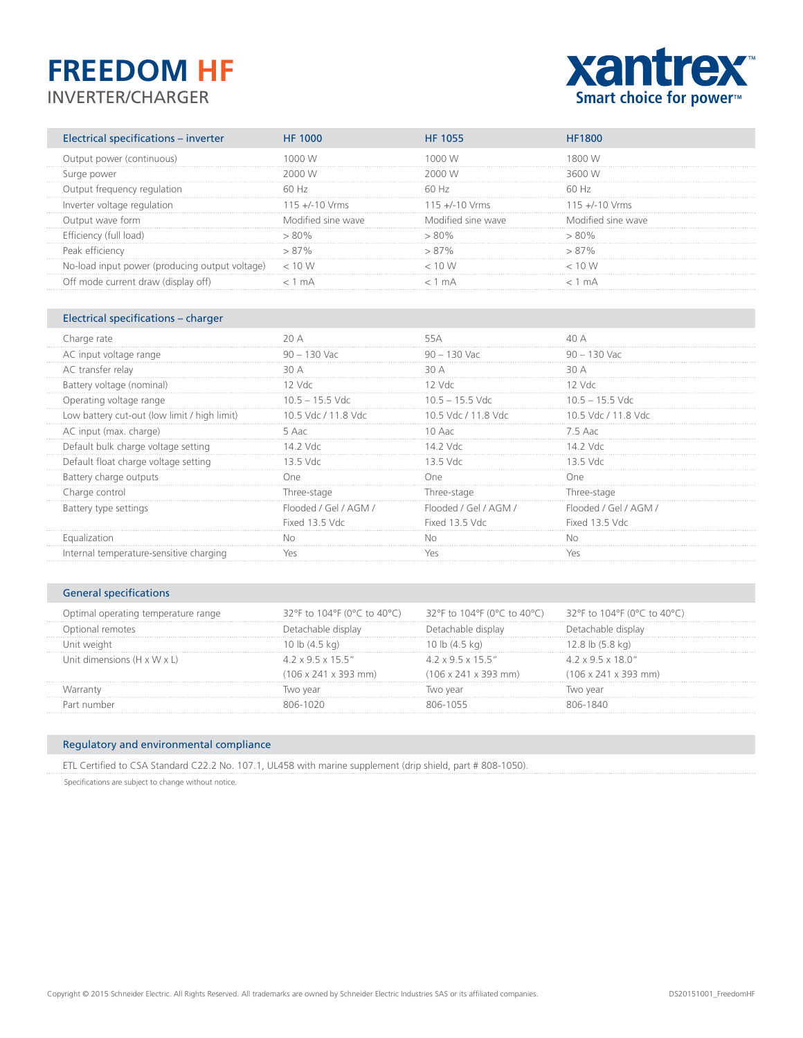# FREEDOM HF

INVERTER/CHARGER

xantrex
Smart choice for power™

| Electrical specifications – inverter | HF 1000 | HF 1055 | HF1800 |
|---|---|---|---|
| Output power (continuous) | 1000 W | 1000 W | 1800 W |
| Surge power | 2000 W | 2000 W | 3600 W |
| Output frequency regulation | 60 Hz | 60 Hz | 60 Hz |
| Inverter voltage regulation | 115 +/-10 Vrms | 115 +/-10 Vrms | 115 +/-10 Vrms |
| Output wave form | Modified sine wave | Modified sine wave | Modified sine wave |
| Efficiency (full load) | > 80% | > 80% | > 80% |
| Peak efficiency | > 87% | > 87% | > 87% |
| No-load input power (producing output voltage) | < 10 W | < 10 W | < 10 W |
| Off mode current draw (display off) | < 1 mA | < 1 mA | < 1 mA |

| Electrical specifications – charger | | | |
|---|---|---|---|
| Charge rate | 20 A | 55A | 40 A |
| AC input voltage range | 90 – 130 Vac | 90 – 130 Vac | 90 – 130 Vac |
| AC transfer relay | 30 A | 30 A | 30 A |
| Battery voltage (nominal) | 12 Vdc | 12 Vdc | 12 Vdc |
| Operating voltage range | 10.5 – 15.5 Vdc | 10.5 – 15.5 Vdc | 10.5 – 15.5 Vdc |
| Low battery cut-out (low limit / high limit) | 10.5 Vdc / 11.8 Vdc | 10.5 Vdc / 11.8 Vdc | 10.5 Vdc / 11.8 Vdc |
| AC input (max. charge) | 5 Aac | 10 Aac | 7.5 Aac |
| Default bulk charge voltage setting | 14.2 Vdc | 14.2 Vdc | 14.2 Vdc |
| Default float charge voltage setting | 13.5 Vdc | 13.5 Vdc | 13.5 Vdc |
| Battery charge outputs | One | One | One |
| Charge control | Three-stage | Three-stage | Three-stage |
| Battery type settings | Flooded / Gel / AGM / Fixed 13.5 Vdc | Flooded / Gel / AGM / Fixed 13.5 Vdc | Flooded / Gel / AGM / Fixed 13.5 Vdc |
| Equalization | No | No | No |
| Internal temperature-sensitive charging | Yes | Yes | Yes |

| General specifications | | | |
|---|---|---|---|
| Optimal operating temperature range | 32°F to 104°F (0°C to 40°C) | 32°F to 104°F (0°C to 40°C) | 32°F to 104°F (0°C to 40°C) |
| Optional remotes | Detachable display | Detachable display | Detachable display |
| Unit weight | 10 lb (4.5 kg) | 10 lb (4.5 kg) | 12.8 lb (5.8 kg) |
| Unit dimensions (H x W x L) | 4.2 x 9.5 x 15.5" (106 x 241 x 393 mm) | 4.2 x 9.5 x 15.5" (106 x 241 x 393 mm) | 4.2 x 9.5 x 18.0" (106 x 241 x 393 mm) |
| Warranty | Two year | Two year | Two year |
| Part number | 806-1020 | 806-1055 | 806-1840 |

## Regulatory and environmental compliance

ETL Certified to CSA Standard C22.2 No. 107.1, UL458 with marine supplement (drip shield, part # 808-1050).

Specifications are subject to change without notice.

Copyright © 2015 Schneider Electric. All Rights Reserved. All trademarks are owned by Schneider Electric Industries SAS or its affiliated companies.

DS20151001_FreedomHF